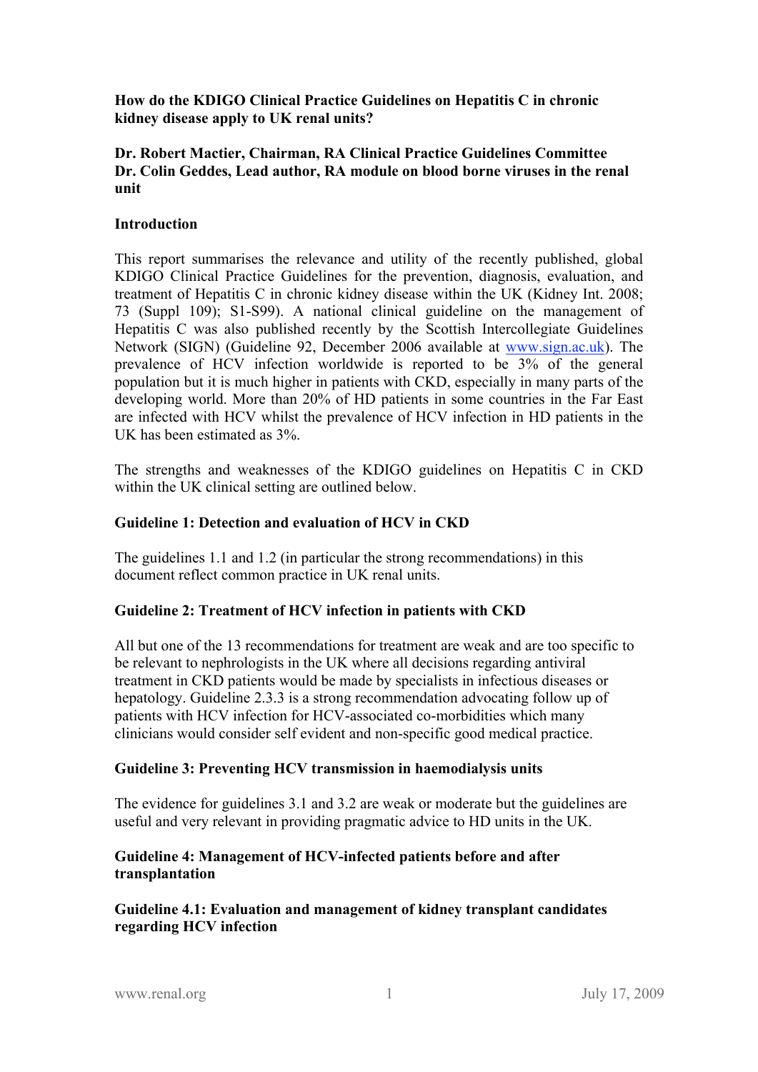**How do the KDIGO Clinical Practice Guidelines on Hepatitis C in chronic kidney disease apply to UK renal units?**

**Dr. Robert Mactier, Chairman, RA Clinical Practice Guidelines Committee**
**Dr. Colin Geddes, Lead author, RA module on blood borne viruses in the renal unit**

## Introduction

This report summarises the relevance and utility of the recently published, global KDIGO Clinical Practice Guidelines for the prevention, diagnosis, evaluation, and treatment of Hepatitis C in chronic kidney disease within the UK (Kidney Int. 2008; 73 (Suppl 109); S1-S99). A national clinical guideline on the management of Hepatitis C was also published recently by the Scottish Intercollegiate Guidelines Network (SIGN) (Guideline 92, December 2006 available at [www.sign.ac.uk](http://www.sign.ac.uk)). The prevalence of HCV infection worldwide is reported to be 3% of the general population but it is much higher in patients with CKD, especially in many parts of the developing world. More than 20% of HD patients in some countries in the Far East are infected with HCV whilst the prevalence of HCV infection in HD patients in the UK has been estimated as 3%.

The strengths and weaknesses of the KDIGO guidelines on Hepatitis C in CKD within the UK clinical setting are outlined below.

## Guideline 1: Detection and evaluation of HCV in CKD

The guidelines 1.1 and 1.2 (in particular the strong recommendations) in this document reflect common practice in UK renal units.

## Guideline 2: Treatment of HCV infection in patients with CKD

All but one of the 13 recommendations for treatment are weak and are too specific to be relevant to nephrologists in the UK where all decisions regarding antiviral treatment in CKD patients would be made by specialists in infectious diseases or hepatology. Guideline 2.3.3 is a strong recommendation advocating follow up of patients with HCV infection for HCV-associated co-morbidities which many clinicians would consider self evident and non-specific good medical practice.

## Guideline 3: Preventing HCV transmission in haemodialysis units

The evidence for guidelines 3.1 and 3.2 are weak or moderate but the guidelines are useful and very relevant in providing pragmatic advice to HD units in the UK.

## Guideline 4: Management of HCV-infected patients before and after transplantation

### Guideline 4.1: Evaluation and management of kidney transplant candidates regarding HCV infection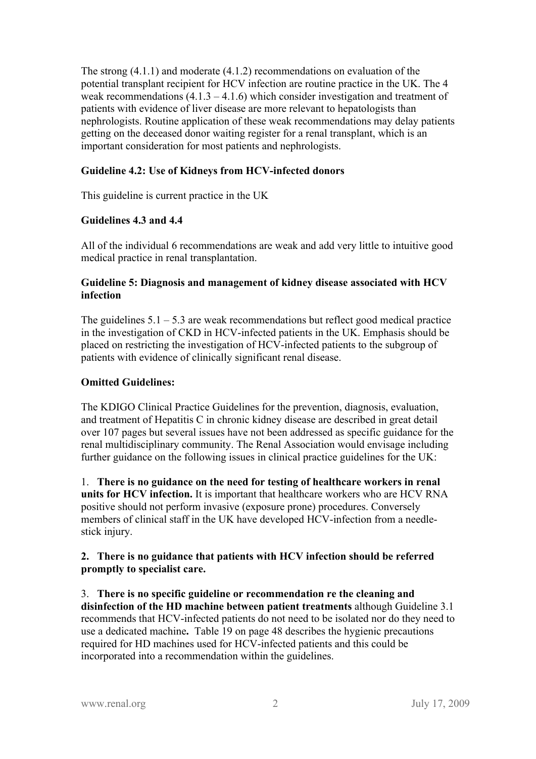The strong (4.1.1) and moderate (4.1.2) recommendations on evaluation of the potential transplant recipient for HCV infection are routine practice in the UK. The 4 weak recommendations (4.1.3 – 4.1.6) which consider investigation and treatment of patients with evidence of liver disease are more relevant to hepatologists than nephrologists. Routine application of these weak recommendations may delay patients getting on the deceased donor waiting register for a renal transplant, which is an important consideration for most patients and nephrologists.

**Guideline 4.2: Use of Kidneys from HCV-infected donors**

This guideline is current practice in the UK

**Guidelines 4.3 and 4.4**

All of the individual 6 recommendations are weak and add very little to intuitive good medical practice in renal transplantation.

**Guideline 5: Diagnosis and management of kidney disease associated with HCV infection**

The guidelines 5.1 – 5.3 are weak recommendations but reflect good medical practice in the investigation of CKD in HCV-infected patients in the UK. Emphasis should be placed on restricting the investigation of HCV-infected patients to the subgroup of patients with evidence of clinically significant renal disease.

**Omitted Guidelines:**

The KDIGO Clinical Practice Guidelines for the prevention, diagnosis, evaluation, and treatment of Hepatitis C in chronic kidney disease are described in great detail over 107 pages but several issues have not been addressed as specific guidance for the renal multidisciplinary community. The Renal Association would envisage including further guidance on the following issues in clinical practice guidelines for the UK:

1. **There is no guidance on the need for testing of healthcare workers in renal units for HCV infection.** It is important that healthcare workers who are HCV RNA positive should not perform invasive (exposure prone) procedures. Conversely members of clinical staff in the UK have developed HCV-infection from a needle-stick injury.

2. **There is no guidance that patients with HCV infection should be referred promptly to specialist care.**

3. **There is no specific guideline or recommendation re the cleaning and disinfection of the HD machine between patient treatments** although Guideline 3.1 recommends that HCV-infected patients do not need to be isolated nor do they need to use a dedicated machine**.** Table 19 on page 48 describes the hygienic precautions required for HD machines used for HCV-infected patients and this could be incorporated into a recommendation within the guidelines.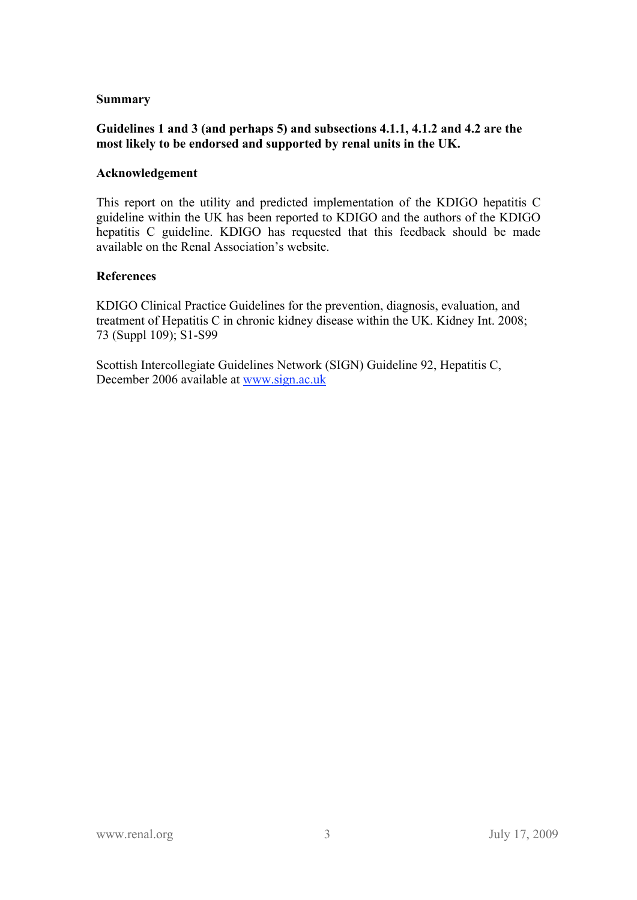**Summary**

**Guidelines 1 and 3 (and perhaps 5) and subsections 4.1.1, 4.1.2 and 4.2 are the most likely to be endorsed and supported by renal units in the UK.**

**Acknowledgement**

This report on the utility and predicted implementation of the KDIGO hepatitis C guideline within the UK has been reported to KDIGO and the authors of the KDIGO hepatitis C guideline. KDIGO has requested that this feedback should be made available on the Renal Association's website.

**References**

KDIGO Clinical Practice Guidelines for the prevention, diagnosis, evaluation, and treatment of Hepatitis C in chronic kidney disease within the UK. Kidney Int. 2008; 73 (Suppl 109); S1-S99

Scottish Intercollegiate Guidelines Network (SIGN) Guideline 92, Hepatitis C, December 2006 available at www.sign.ac.uk